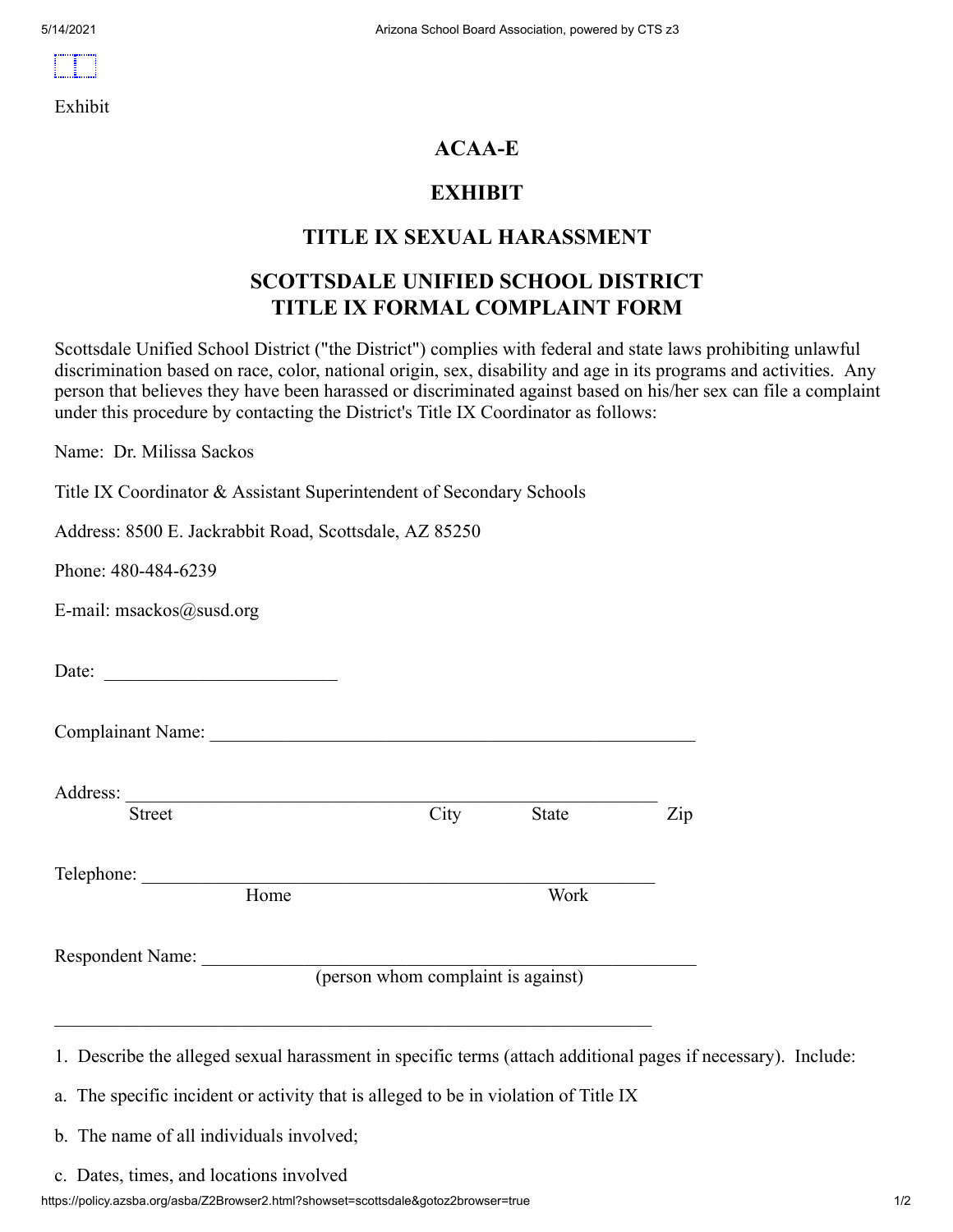Exhibit

## ACAA-E

## EXHIBIT

## TITLE IX SEXUAL HARASSMENT

## SCOTTSDALE UNIFIED SCHOOL DISTRICT
## TITLE IX FORMAL COMPLAINT FORM

Scottsdale Unified School District ("the District") complies with federal and state laws prohibiting unlawful discrimination based on race, color, national origin, sex, disability and age in its programs and activities. Any person that believes they have been harassed or discriminated against based on his/her sex can file a complaint under this procedure by contacting the District's Title IX Coordinator as follows:

Name: Dr. Milissa Sackos

Title IX Coordinator & Assistant Superintendent of Secondary Schools

Address: 8500 E. Jackrabbit Road, Scottsdale, AZ 85250

Phone: 480-484-6239

E-mail: msackos@susd.org

Date: _________________________

Complainant Name: _____________________________________________________

Address: __________________________________________________________
Street City State Zip

Telephone: ________________________________________________________
Home Work

Respondent Name: _____________________________________________________
(person whom complaint is against)

_________________________________________________________________

1. Describe the alleged sexual harassment in specific terms (attach additional pages if necessary). Include:

a. The specific incident or activity that is alleged to be in violation of Title IX

b. The name of all individuals involved;

c. Dates, times, and locations involved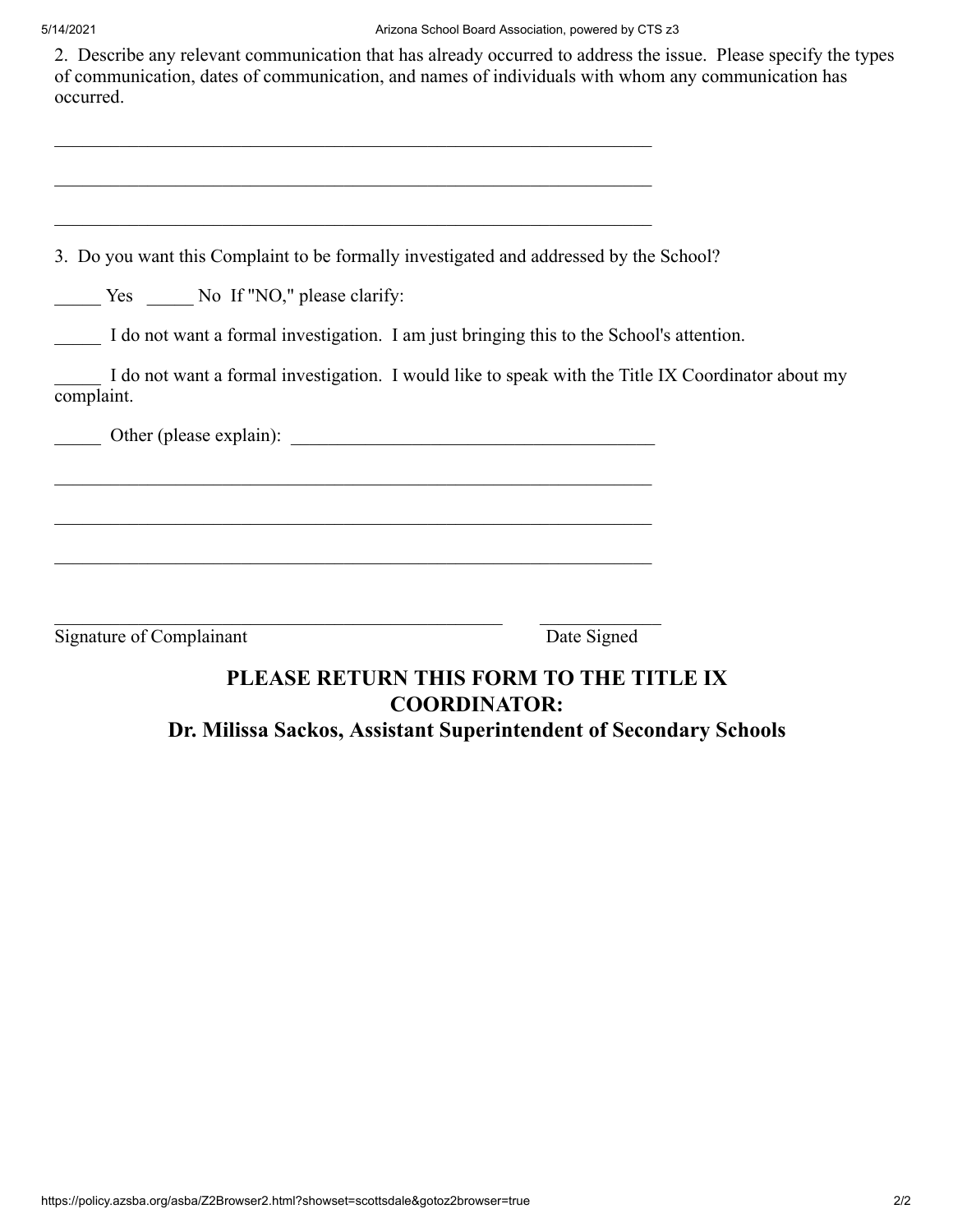2. Describe any relevant communication that has already occurred to address the issue. Please specify the types of communication, dates of communication, and names of individuals with whom any communication has occurred.

\_\_\_\_\_\_\_\_\_\_\_\_\_\_\_\_\_\_\_\_\_\_\_\_\_\_\_\_\_\_\_\_\_\_\_\_\_\_\_\_\_\_\_\_\_\_\_\_\_\_\_\_\_\_\_\_\_\_\_\_\_\_\_\_\_\_

\_\_\_\_\_\_\_\_\_\_\_\_\_\_\_\_\_\_\_\_\_\_\_\_\_\_\_\_\_\_\_\_\_\_\_\_\_\_\_\_\_\_\_\_\_\_\_\_\_\_\_\_\_\_\_\_\_\_\_\_\_\_\_\_\_\_

\_\_\_\_\_\_\_\_\_\_\_\_\_\_\_\_\_\_\_\_\_\_\_\_\_\_\_\_\_\_\_\_\_\_\_\_\_\_\_\_\_\_\_\_\_\_\_\_\_\_\_\_\_\_\_\_\_\_\_\_\_\_\_\_\_\_

3. Do you want this Complaint to be formally investigated and addressed by the School?

\_\_\_\_\_ Yes \_\_\_\_\_ No If "NO," please clarify:

\_\_\_\_\_ I do not want a formal investigation. I am just bringing this to the School's attention.

\_\_\_\_\_ I do not want a formal investigation. I would like to speak with the Title IX Coordinator about my complaint.

\_\_\_\_\_ Other (please explain): \_\_\_\_\_\_\_\_\_\_\_\_\_\_\_\_\_\_\_\_\_\_\_\_\_\_\_\_\_\_\_\_\_\_\_\_\_\_\_\_

\_\_\_\_\_\_\_\_\_\_\_\_\_\_\_\_\_\_\_\_\_\_\_\_\_\_\_\_\_\_\_\_\_\_\_\_\_\_\_\_\_\_\_\_\_\_\_\_\_\_\_\_\_\_\_\_\_\_\_\_\_\_\_\_\_\_

\_\_\_\_\_\_\_\_\_\_\_\_\_\_\_\_\_\_\_\_\_\_\_\_\_\_\_\_\_\_\_\_\_\_\_\_\_\_\_\_\_\_\_\_\_\_\_\_\_\_\_\_\_\_\_\_\_\_\_\_\_\_\_\_\_\_

\_\_\_\_\_\_\_\_\_\_\_\_\_\_\_\_\_\_\_\_\_\_\_\_\_\_\_\_\_\_\_\_\_\_\_\_\_\_\_\_\_\_\_\_\_\_\_\_\_\_\_\_\_\_\_\_\_\_\_\_\_\_\_\_\_\_

\_\_\_\_\_\_\_\_\_\_\_\_\_\_\_\_\_\_\_\_\_\_\_\_\_\_\_\_\_\_\_\_\_\_\_\_\_\_\_\_\_\_\_\_\_\_\_\_\_\_ \_\_\_\_\_\_\_\_\_\_\_\_\_\_

Signature of Complainant Date Signed

**PLEASE RETURN THIS FORM TO THE TITLE IX COORDINATOR:**
**Dr. Milissa Sackos, Assistant Superintendent of Secondary Schools**